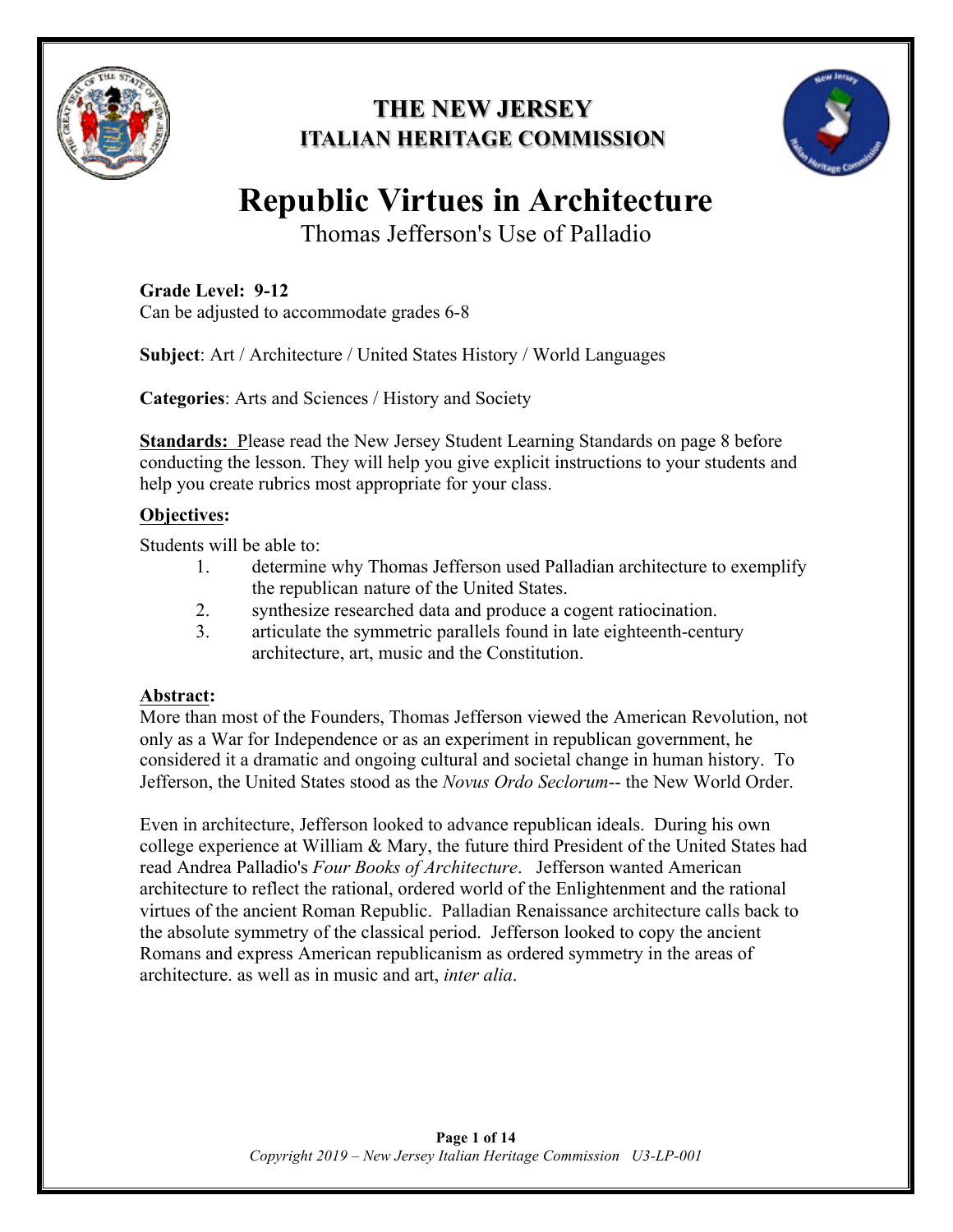**THE NEW JERSEY**
**ITALIAN HERITAGE COMMISSION**

# Republic Virtues in Architecture

Thomas Jefferson's Use of Palladio

**Grade Level: 9-12**
Can be adjusted to accommodate grades 6-8

**Subject**: Art / Architecture / United States History / World Languages

**Categories**: Arts and Sciences / History and Society

**Standards:** Please read the New Jersey Student Learning Standards on page 8 before conducting the lesson. They will help you give explicit instructions to your students and help you create rubrics most appropriate for your class.

**Objectives:**

Students will be able to:

1. determine why Thomas Jefferson used Palladian architecture to exemplify the republican nature of the United States.
2. synthesize researched data and produce a cogent ratiocination.
3. articulate the symmetric parallels found in late eighteenth-century architecture, art, music and the Constitution.

**Abstract:**

More than most of the Founders, Thomas Jefferson viewed the American Revolution, not only as a War for Independence or as an experiment in republican government, he considered it a dramatic and ongoing cultural and societal change in human history. To Jefferson, the United States stood as the *Novus Ordo Seclorum*-- the New World Order.

Even in architecture, Jefferson looked to advance republican ideals. During his own college experience at William & Mary, the future third President of the United States had read Andrea Palladio's *Four Books of Architecture*. Jefferson wanted American architecture to reflect the rational, ordered world of the Enlightenment and the rational virtues of the ancient Roman Republic. Palladian Renaissance architecture calls back to the absolute symmetry of the classical period. Jefferson looked to copy the ancient Romans and express American republicanism as ordered symmetry in the areas of architecture. as well as in music and art, *inter alia*.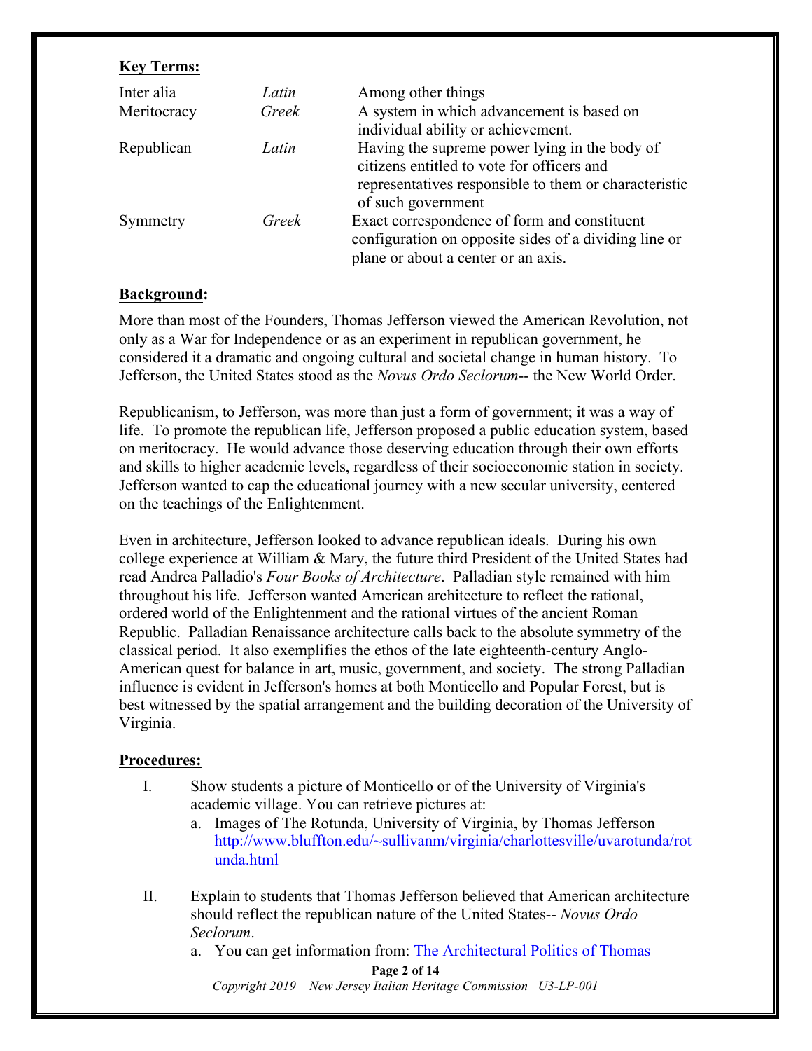**Key Terms:**

| | | |
|---|---|---|
| Inter alia | *Latin* | Among other things |
| Meritocracy | *Greek* | A system in which advancement is based on individual ability or achievement. |
| Republican | *Latin* | Having the supreme power lying in the body of citizens entitled to vote for officers and representatives responsible to them or characteristic of such government |
| Symmetry | *Greek* | Exact correspondence of form and constituent configuration on opposite sides of a dividing line or plane or about a center or an axis. |

**Background:**

More than most of the Founders, Thomas Jefferson viewed the American Revolution, not only as a War for Independence or as an experiment in republican government, he considered it a dramatic and ongoing cultural and societal change in human history. To Jefferson, the United States stood as the *Novus Ordo Seclorum*-- the New World Order.

Republicanism, to Jefferson, was more than just a form of government; it was a way of life. To promote the republican life, Jefferson proposed a public education system, based on meritocracy. He would advance those deserving education through their own efforts and skills to higher academic levels, regardless of their socioeconomic station in society. Jefferson wanted to cap the educational journey with a new secular university, centered on the teachings of the Enlightenment.

Even in architecture, Jefferson looked to advance republican ideals. During his own college experience at William & Mary, the future third President of the United States had read Andrea Palladio's *Four Books of Architecture*. Palladian style remained with him throughout his life. Jefferson wanted American architecture to reflect the rational, ordered world of the Enlightenment and the rational virtues of the ancient Roman Republic. Palladian Renaissance architecture calls back to the absolute symmetry of the classical period. It also exemplifies the ethos of the late eighteenth-century Anglo-American quest for balance in art, music, government, and society. The strong Palladian influence is evident in Jefferson's homes at both Monticello and Popular Forest, but is best witnessed by the spatial arrangement and the building decoration of the University of Virginia.

**Procedures:**

I. Show students a picture of Monticello or of the University of Virginia's academic village. You can retrieve pictures at:
   a. Images of The Rotunda, University of Virginia, by Thomas Jefferson http://www.bluffton.edu/~sullivanm/virginia/charlottesville/uvarotunda/rotunda.html

II. Explain to students that Thomas Jefferson believed that American architecture should reflect the republican nature of the United States-- *Novus Ordo Seclorum*.
   a. You can get information from: The Architectural Politics of Thomas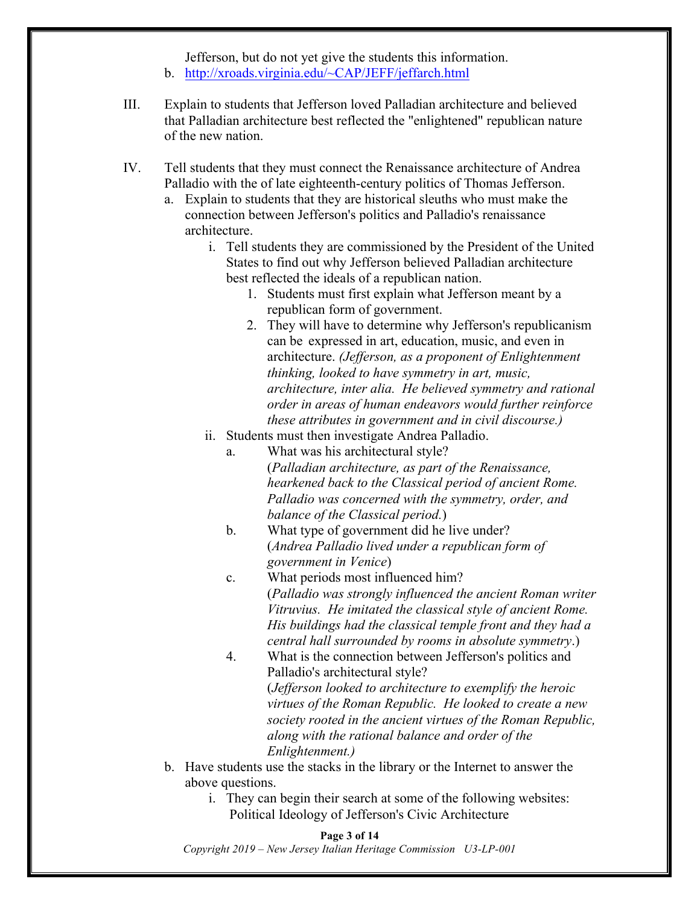Jefferson, but do not yet give the students this information.

b. http://xroads.virginia.edu/~CAP/JEFF/jeffarch.html

III. Explain to students that Jefferson loved Palladian architecture and believed that Palladian architecture best reflected the "enlightened" republican nature of the new nation.

IV. Tell students that they must connect the Renaissance architecture of Andrea Palladio with the of late eighteenth-century politics of Thomas Jefferson.

   a. Explain to students that they are historical sleuths who must make the connection between Jefferson's politics and Palladio's renaissance architecture.

      i. Tell students they are commissioned by the President of the United States to find out why Jefferson believed Palladian architecture best reflected the ideals of a republican nation.

         1. Students must first explain what Jefferson meant by a republican form of government.

         2. They will have to determine why Jefferson's republicanism can be expressed in art, education, music, and even in architecture. *(Jefferson, as a proponent of Enlightenment thinking, looked to have symmetry in art, music, architecture, inter alia. He believed symmetry and rational order in areas of human endeavors would further reinforce these attributes in government and in civil discourse.)*

      ii. Students must then investigate Andrea Palladio.

         a. What was his architectural style? (*Palladian architecture, as part of the Renaissance, hearkened back to the Classical period of ancient Rome. Palladio was concerned with the symmetry, order, and balance of the Classical period.*)

         b. What type of government did he live under? (*Andrea Palladio lived under a republican form of government in Venice*)

         c. What periods most influenced him? (*Palladio was strongly influenced the ancient Roman writer Vitruvius. He imitated the classical style of ancient Rome. His buildings had the classical temple front and they had a central hall surrounded by rooms in absolute symmetry*.)

         4. What is the connection between Jefferson's politics and Palladio's architectural style? (*Jefferson looked to architecture to exemplify the heroic virtues of the Roman Republic. He looked to create a new society rooted in the ancient virtues of the Roman Republic, along with the rational balance and order of the Enlightenment.)*

   b. Have students use the stacks in the library or the Internet to answer the above questions.

      i. They can begin their search at some of the following websites: Political Ideology of Jefferson's Civic Architecture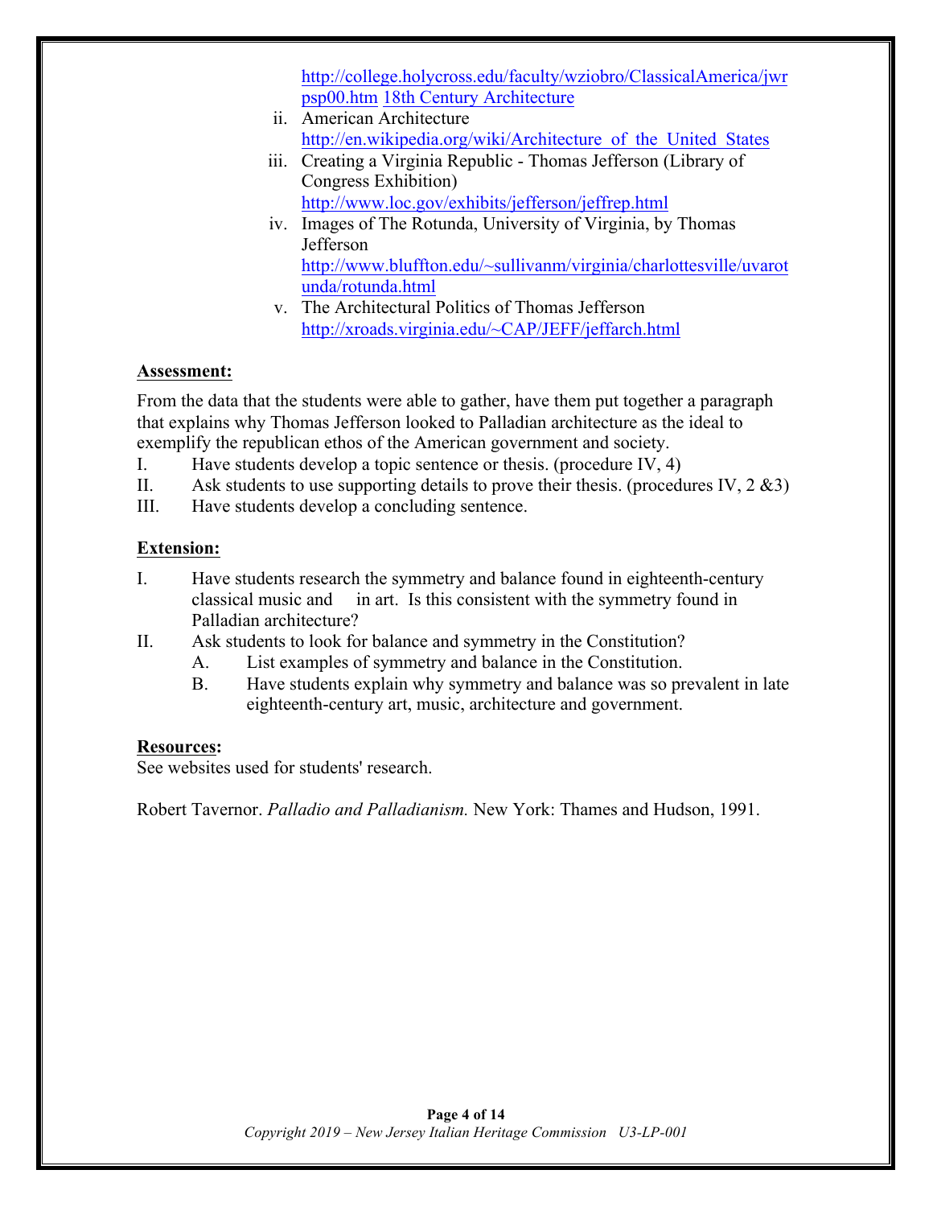http://college.holycross.edu/faculty/wziobro/ClassicalAmerica/jwrpsp00.htm 18th Century Architecture

ii. American Architecture
http://en.wikipedia.org/wiki/Architecture_of_the_United_States

iii. Creating a Virginia Republic - Thomas Jefferson (Library of Congress Exhibition)
http://www.loc.gov/exhibits/jefferson/jeffrep.html

iv. Images of The Rotunda, University of Virginia, by Thomas Jefferson
http://www.bluffton.edu/~sullivanm/virginia/charlottesville/uvarotunda/rotunda.html

v. The Architectural Politics of Thomas Jefferson
http://xroads.virginia.edu/~CAP/JEFF/jeffarch.html

**Assessment:**

From the data that the students were able to gather, have them put together a paragraph that explains why Thomas Jefferson looked to Palladian architecture as the ideal to exemplify the republican ethos of the American government and society.

I. Have students develop a topic sentence or thesis. (procedure IV, 4)
II. Ask students to use supporting details to prove their thesis. (procedures IV, 2 &3)
III. Have students develop a concluding sentence.

**Extension:**

I. Have students research the symmetry and balance found in eighteenth-century classical music and in art. Is this consistent with the symmetry found in Palladian architecture?
II. Ask students to look for balance and symmetry in the Constitution?
   A. List examples of symmetry and balance in the Constitution.
   B. Have students explain why symmetry and balance was so prevalent in late eighteenth-century art, music, architecture and government.

**Resources:**

See websites used for students' research.

Robert Tavernor. *Palladio and Palladianism.* New York: Thames and Hudson, 1991.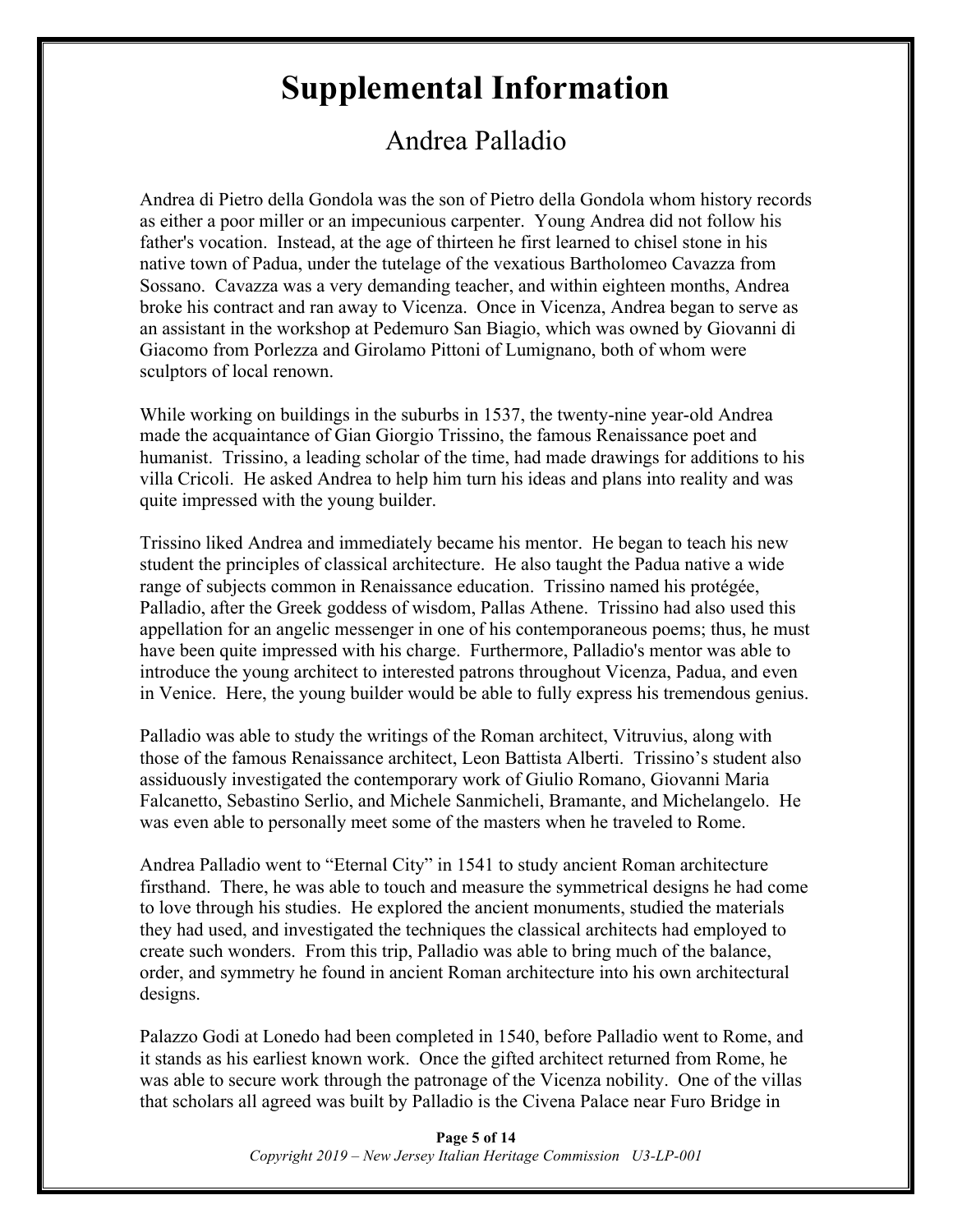# Supplemental Information

## Andrea Palladio

Andrea di Pietro della Gondola was the son of Pietro della Gondola whom history records as either a poor miller or an impecunious carpenter. Young Andrea did not follow his father's vocation. Instead, at the age of thirteen he first learned to chisel stone in his native town of Padua, under the tutelage of the vexatious Bartholomeo Cavazza from Sossano. Cavazza was a very demanding teacher, and within eighteen months, Andrea broke his contract and ran away to Vicenza. Once in Vicenza, Andrea began to serve as an assistant in the workshop at Pedemuro San Biagio, which was owned by Giovanni di Giacomo from Porlezza and Girolamo Pittoni of Lumignano, both of whom were sculptors of local renown.

While working on buildings in the suburbs in 1537, the twenty-nine year-old Andrea made the acquaintance of Gian Giorgio Trissino, the famous Renaissance poet and humanist. Trissino, a leading scholar of the time, had made drawings for additions to his villa Cricoli. He asked Andrea to help him turn his ideas and plans into reality and was quite impressed with the young builder.

Trissino liked Andrea and immediately became his mentor. He began to teach his new student the principles of classical architecture. He also taught the Padua native a wide range of subjects common in Renaissance education. Trissino named his protégée, Palladio, after the Greek goddess of wisdom, Pallas Athene. Trissino had also used this appellation for an angelic messenger in one of his contemporaneous poems; thus, he must have been quite impressed with his charge. Furthermore, Palladio's mentor was able to introduce the young architect to interested patrons throughout Vicenza, Padua, and even in Venice. Here, the young builder would be able to fully express his tremendous genius.

Palladio was able to study the writings of the Roman architect, Vitruvius, along with those of the famous Renaissance architect, Leon Battista Alberti. Trissino's student also assiduously investigated the contemporary work of Giulio Romano, Giovanni Maria Falcanetto, Sebastino Serlio, and Michele Sanmicheli, Bramante, and Michelangelo. He was even able to personally meet some of the masters when he traveled to Rome.

Andrea Palladio went to "Eternal City" in 1541 to study ancient Roman architecture firsthand. There, he was able to touch and measure the symmetrical designs he had come to love through his studies. He explored the ancient monuments, studied the materials they had used, and investigated the techniques the classical architects had employed to create such wonders. From this trip, Palladio was able to bring much of the balance, order, and symmetry he found in ancient Roman architecture into his own architectural designs.

Palazzo Godi at Lonedo had been completed in 1540, before Palladio went to Rome, and it stands as his earliest known work. Once the gifted architect returned from Rome, he was able to secure work through the patronage of the Vicenza nobility. One of the villas that scholars all agreed was built by Palladio is the Civena Palace near Furo Bridge in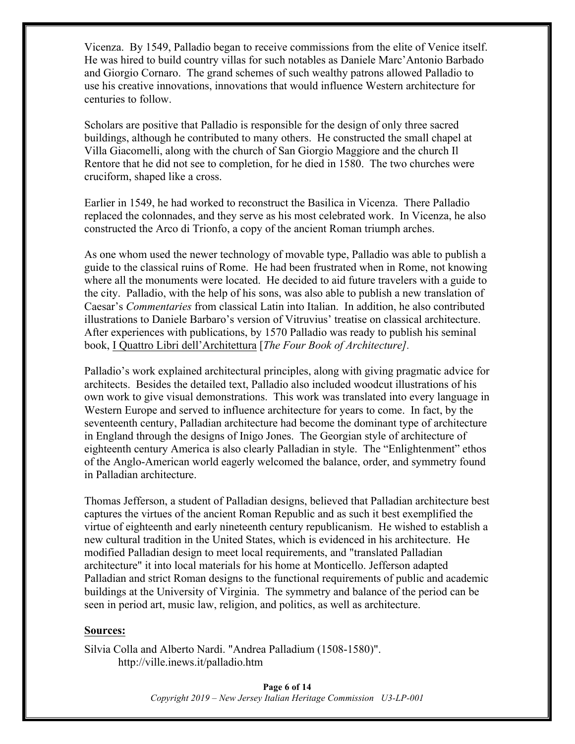Vicenza. By 1549, Palladio began to receive commissions from the elite of Venice itself. He was hired to build country villas for such notables as Daniele Marc'Antonio Barbado and Giorgio Cornaro. The grand schemes of such wealthy patrons allowed Palladio to use his creative innovations, innovations that would influence Western architecture for centuries to follow.

Scholars are positive that Palladio is responsible for the design of only three sacred buildings, although he contributed to many others. He constructed the small chapel at Villa Giacomelli, along with the church of San Giorgio Maggiore and the church Il Rentore that he did not see to completion, for he died in 1580. The two churches were cruciform, shaped like a cross.

Earlier in 1549, he had worked to reconstruct the Basilica in Vicenza. There Palladio replaced the colonnades, and they serve as his most celebrated work. In Vicenza, he also constructed the Arco di Trionfo, a copy of the ancient Roman triumph arches.

As one whom used the newer technology of movable type, Palladio was able to publish a guide to the classical ruins of Rome. He had been frustrated when in Rome, not knowing where all the monuments were located. He decided to aid future travelers with a guide to the city. Palladio, with the help of his sons, was also able to publish a new translation of Caesar's *Commentaries* from classical Latin into Italian. In addition, he also contributed illustrations to Daniele Barbaro's version of Vitruvius' treatise on classical architecture. After experiences with publications, by 1570 Palladio was ready to publish his seminal book, <u>I Quattro Libri dell'Architettura</u> [*The Four Book of Architecture]*.

Palladio's work explained architectural principles, along with giving pragmatic advice for architects. Besides the detailed text, Palladio also included woodcut illustrations of his own work to give visual demonstrations. This work was translated into every language in Western Europe and served to influence architecture for years to come. In fact, by the seventeenth century, Palladian architecture had become the dominant type of architecture in England through the designs of Inigo Jones. The Georgian style of architecture of eighteenth century America is also clearly Palladian in style. The "Enlightenment" ethos of the Anglo-American world eagerly welcomed the balance, order, and symmetry found in Palladian architecture.

Thomas Jefferson, a student of Palladian designs, believed that Palladian architecture best captures the virtues of the ancient Roman Republic and as such it best exemplified the virtue of eighteenth and early nineteenth century republicanism. He wished to establish a new cultural tradition in the United States, which is evidenced in his architecture. He modified Palladian design to meet local requirements, and "translated Palladian architecture" it into local materials for his home at Monticello. Jefferson adapted Palladian and strict Roman designs to the functional requirements of public and academic buildings at the University of Virginia. The symmetry and balance of the period can be seen in period art, music law, religion, and politics, as well as architecture.

**<u>Sources:</u>**

Silvia Colla and Alberto Nardi. "Andrea Palladium (1508-1580)". http://ville.inews.it/palladio.htm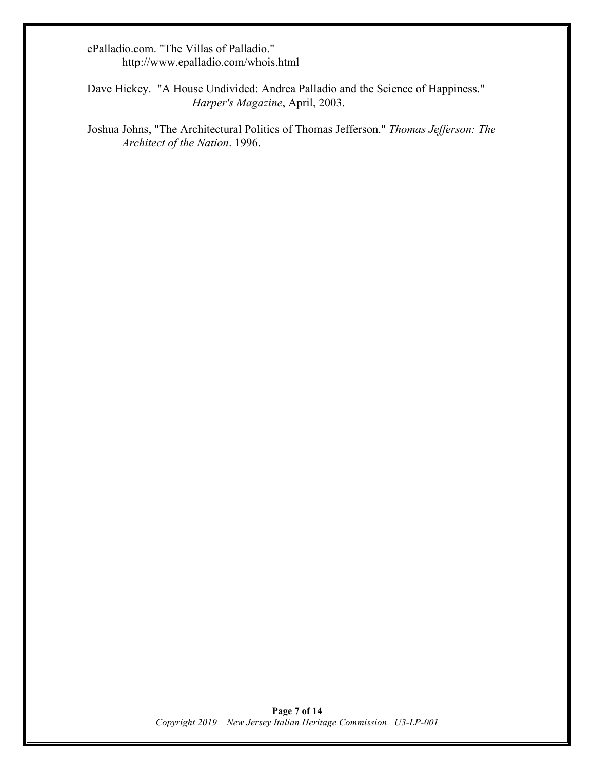ePalladio.com. "The Villas of Palladio."
http://www.epalladio.com/whois.html

Dave Hickey. "A House Undivided: Andrea Palladio and the Science of Happiness." *Harper's Magazine*, April, 2003.

Joshua Johns, "The Architectural Politics of Thomas Jefferson." *Thomas Jefferson: The Architect of the Nation*. 1996.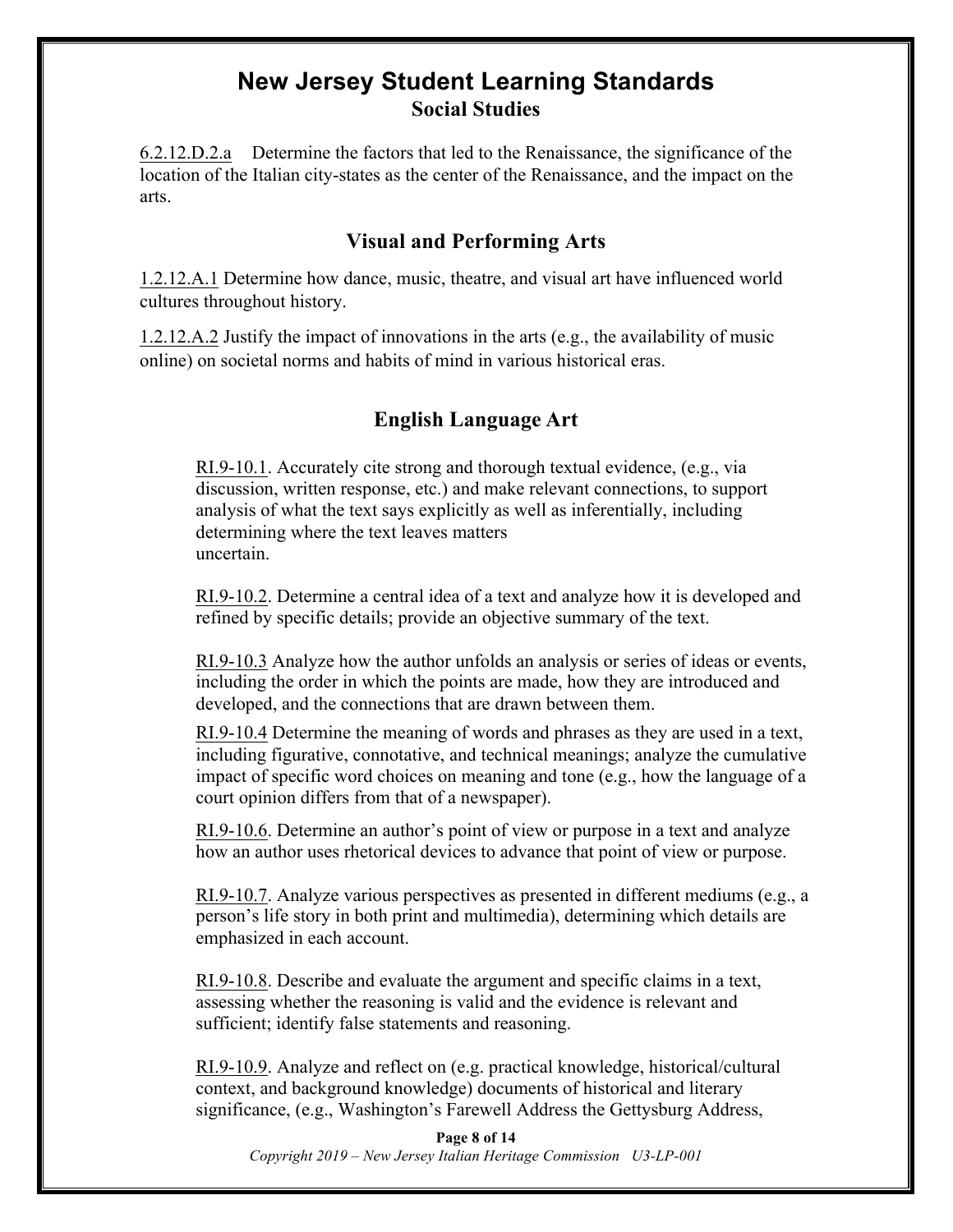# New Jersey Student Learning Standards

## Social Studies

6.2.12.D.2.a Determine the factors that led to the Renaissance, the significance of the location of the Italian city-states as the center of the Renaissance, and the impact on the arts.

## Visual and Performing Arts

1.2.12.A.1 Determine how dance, music, theatre, and visual art have influenced world cultures throughout history.

1.2.12.A.2 Justify the impact of innovations in the arts (e.g., the availability of music online) on societal norms and habits of mind in various historical eras.

## English Language Art

RI.9-10.1. Accurately cite strong and thorough textual evidence, (e.g., via discussion, written response, etc.) and make relevant connections, to support analysis of what the text says explicitly as well as inferentially, including determining where the text leaves matters uncertain.

RI.9-10.2. Determine a central idea of a text and analyze how it is developed and refined by specific details; provide an objective summary of the text.

RI.9-10.3 Analyze how the author unfolds an analysis or series of ideas or events, including the order in which the points are made, how they are introduced and developed, and the connections that are drawn between them.

RI.9-10.4 Determine the meaning of words and phrases as they are used in a text, including figurative, connotative, and technical meanings; analyze the cumulative impact of specific word choices on meaning and tone (e.g., how the language of a court opinion differs from that of a newspaper).

RI.9-10.6. Determine an author's point of view or purpose in a text and analyze how an author uses rhetorical devices to advance that point of view or purpose.

RI.9-10.7. Analyze various perspectives as presented in different mediums (e.g., a person's life story in both print and multimedia), determining which details are emphasized in each account.

RI.9-10.8. Describe and evaluate the argument and specific claims in a text, assessing whether the reasoning is valid and the evidence is relevant and sufficient; identify false statements and reasoning.

RI.9-10.9. Analyze and reflect on (e.g. practical knowledge, historical/cultural context, and background knowledge) documents of historical and literary significance, (e.g., Washington's Farewell Address the Gettysburg Address,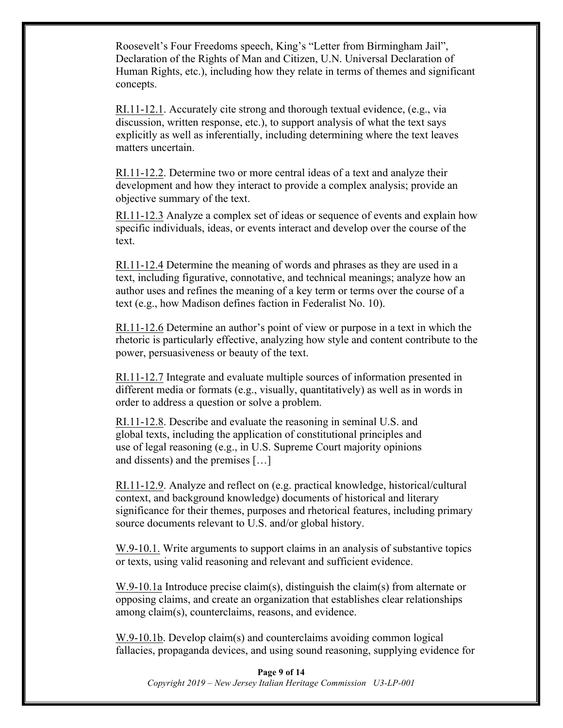Roosevelt's Four Freedoms speech, King's "Letter from Birmingham Jail", Declaration of the Rights of Man and Citizen, U.N. Universal Declaration of Human Rights, etc.), including how they relate in terms of themes and significant concepts.

RI.11-12.1. Accurately cite strong and thorough textual evidence, (e.g., via discussion, written response, etc.), to support analysis of what the text says explicitly as well as inferentially, including determining where the text leaves matters uncertain.

RI.11-12.2. Determine two or more central ideas of a text and analyze their development and how they interact to provide a complex analysis; provide an objective summary of the text.

RI.11-12.3 Analyze a complex set of ideas or sequence of events and explain how specific individuals, ideas, or events interact and develop over the course of the text.

RI.11-12.4 Determine the meaning of words and phrases as they are used in a text, including figurative, connotative, and technical meanings; analyze how an author uses and refines the meaning of a key term or terms over the course of a text (e.g., how Madison defines faction in Federalist No. 10).

RI.11-12.6 Determine an author's point of view or purpose in a text in which the rhetoric is particularly effective, analyzing how style and content contribute to the power, persuasiveness or beauty of the text.

RI.11-12.7 Integrate and evaluate multiple sources of information presented in different media or formats (e.g., visually, quantitatively) as well as in words in order to address a question or solve a problem.

RI.11-12.8. Describe and evaluate the reasoning in seminal U.S. and global texts, including the application of constitutional principles and use of legal reasoning (e.g., in U.S. Supreme Court majority opinions and dissents) and the premises […]

RI.11-12.9. Analyze and reflect on (e.g. practical knowledge, historical/cultural context, and background knowledge) documents of historical and literary significance for their themes, purposes and rhetorical features, including primary source documents relevant to U.S. and/or global history.

W.9-10.1. Write arguments to support claims in an analysis of substantive topics or texts, using valid reasoning and relevant and sufficient evidence.

W.9-10.1a Introduce precise claim(s), distinguish the claim(s) from alternate or opposing claims, and create an organization that establishes clear relationships among claim(s), counterclaims, reasons, and evidence.

W.9-10.1b. Develop claim(s) and counterclaims avoiding common logical fallacies, propaganda devices, and using sound reasoning, supplying evidence for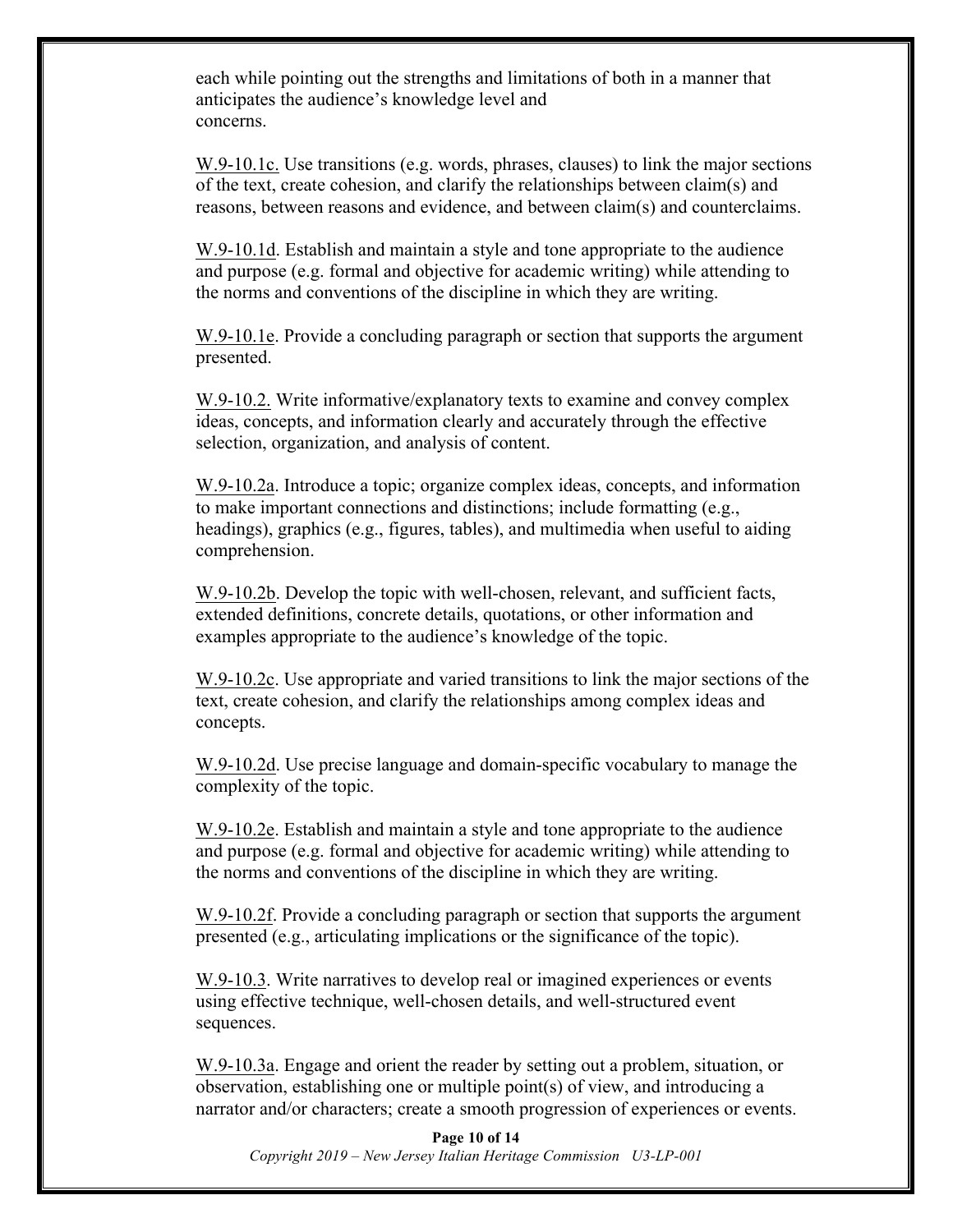each while pointing out the strengths and limitations of both in a manner that anticipates the audience's knowledge level and concerns.

W.9-10.1c. Use transitions (e.g. words, phrases, clauses) to link the major sections of the text, create cohesion, and clarify the relationships between claim(s) and reasons, between reasons and evidence, and between claim(s) and counterclaims.

W.9-10.1d. Establish and maintain a style and tone appropriate to the audience and purpose (e.g. formal and objective for academic writing) while attending to the norms and conventions of the discipline in which they are writing.

W.9-10.1e. Provide a concluding paragraph or section that supports the argument presented.

W.9-10.2. Write informative/explanatory texts to examine and convey complex ideas, concepts, and information clearly and accurately through the effective selection, organization, and analysis of content.

W.9-10.2a. Introduce a topic; organize complex ideas, concepts, and information to make important connections and distinctions; include formatting (e.g., headings), graphics (e.g., figures, tables), and multimedia when useful to aiding comprehension.

W.9-10.2b. Develop the topic with well-chosen, relevant, and sufficient facts, extended definitions, concrete details, quotations, or other information and examples appropriate to the audience's knowledge of the topic.

W.9-10.2c. Use appropriate and varied transitions to link the major sections of the text, create cohesion, and clarify the relationships among complex ideas and concepts.

W.9-10.2d. Use precise language and domain-specific vocabulary to manage the complexity of the topic.

W.9-10.2e. Establish and maintain a style and tone appropriate to the audience and purpose (e.g. formal and objective for academic writing) while attending to the norms and conventions of the discipline in which they are writing.

W.9-10.2f. Provide a concluding paragraph or section that supports the argument presented (e.g., articulating implications or the significance of the topic).

W.9-10.3. Write narratives to develop real or imagined experiences or events using effective technique, well-chosen details, and well-structured event sequences.

W.9-10.3a. Engage and orient the reader by setting out a problem, situation, or observation, establishing one or multiple point(s) of view, and introducing a narrator and/or characters; create a smooth progression of experiences or events.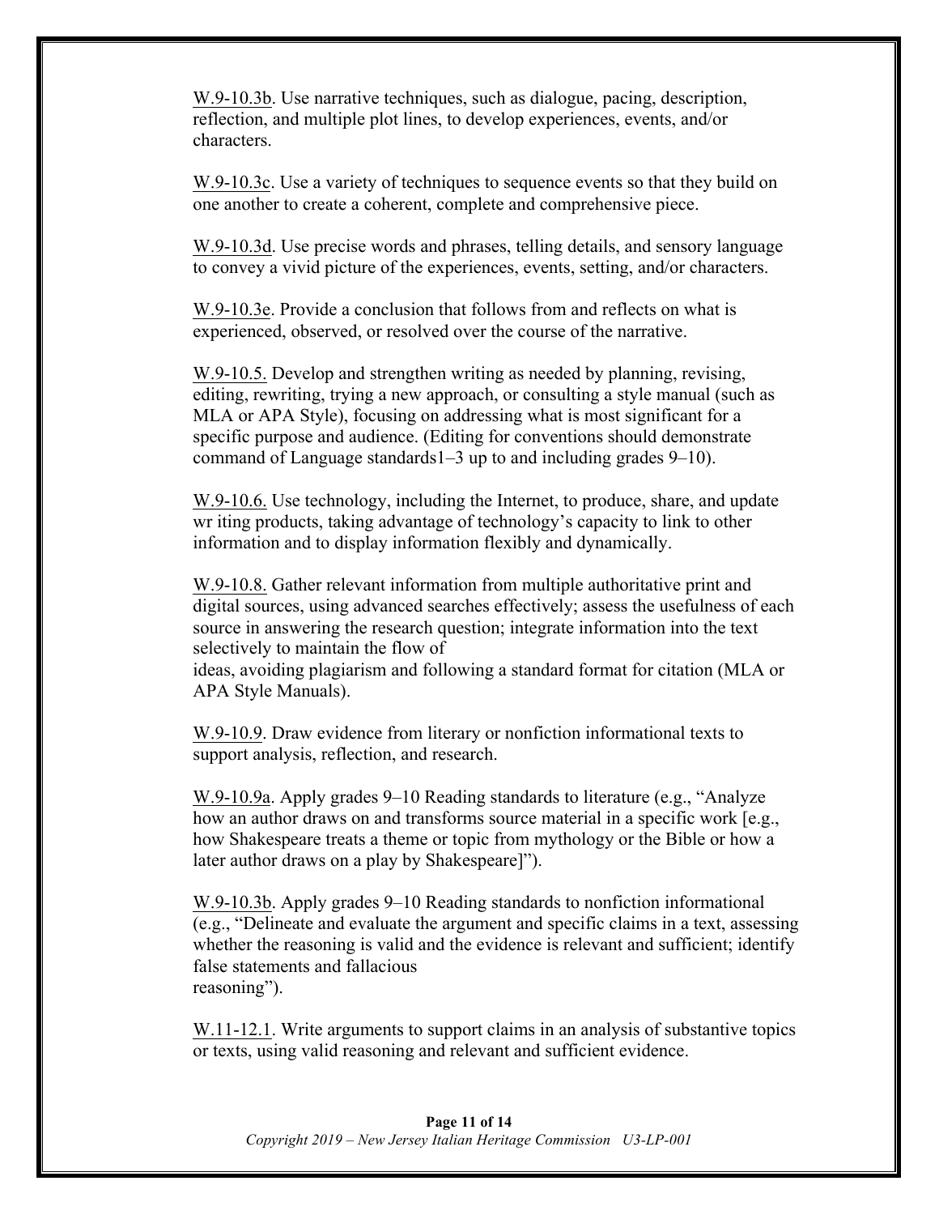W.9-10.3b. Use narrative techniques, such as dialogue, pacing, description, reflection, and multiple plot lines, to develop experiences, events, and/or characters.

W.9-10.3c. Use a variety of techniques to sequence events so that they build on one another to create a coherent, complete and comprehensive piece.

W.9-10.3d. Use precise words and phrases, telling details, and sensory language to convey a vivid picture of the experiences, events, setting, and/or characters.

W.9-10.3e. Provide a conclusion that follows from and reflects on what is experienced, observed, or resolved over the course of the narrative.

W.9-10.5. Develop and strengthen writing as needed by planning, revising, editing, rewriting, trying a new approach, or consulting a style manual (such as MLA or APA Style), focusing on addressing what is most significant for a specific purpose and audience. (Editing for conventions should demonstrate command of Language standards1–3 up to and including grades 9–10).

W.9-10.6. Use technology, including the Internet, to produce, share, and update wr iting products, taking advantage of technology's capacity to link to other information and to display information flexibly and dynamically.

W.9-10.8. Gather relevant information from multiple authoritative print and digital sources, using advanced searches effectively; assess the usefulness of each source in answering the research question; integrate information into the text selectively to maintain the flow of ideas, avoiding plagiarism and following a standard format for citation (MLA or APA Style Manuals).

W.9-10.9. Draw evidence from literary or nonfiction informational texts to support analysis, reflection, and research.

W.9-10.9a. Apply grades 9–10 Reading standards to literature (e.g., "Analyze how an author draws on and transforms source material in a specific work [e.g., how Shakespeare treats a theme or topic from mythology or the Bible or how a later author draws on a play by Shakespeare]").

W.9-10.3b. Apply grades 9–10 Reading standards to nonfiction informational (e.g., "Delineate and evaluate the argument and specific claims in a text, assessing whether the reasoning is valid and the evidence is relevant and sufficient; identify false statements and fallacious reasoning").

W.11-12.1. Write arguments to support claims in an analysis of substantive topics or texts, using valid reasoning and relevant and sufficient evidence.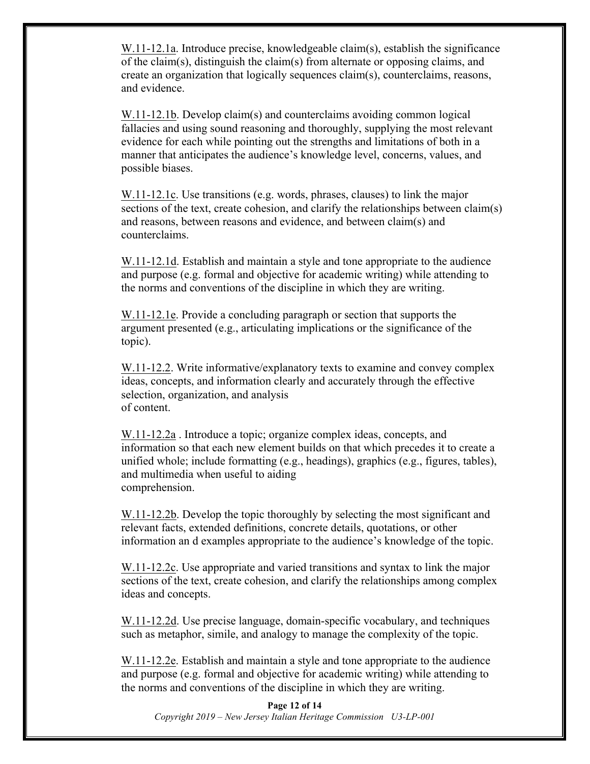W.11-12.1a. Introduce precise, knowledgeable claim(s), establish the significance of the claim(s), distinguish the claim(s) from alternate or opposing claims, and create an organization that logically sequences claim(s), counterclaims, reasons, and evidence.

W.11-12.1b. Develop claim(s) and counterclaims avoiding common logical fallacies and using sound reasoning and thoroughly, supplying the most relevant evidence for each while pointing out the strengths and limitations of both in a manner that anticipates the audience's knowledge level, concerns, values, and possible biases.

W.11-12.1c. Use transitions (e.g. words, phrases, clauses) to link the major sections of the text, create cohesion, and clarify the relationships between claim(s) and reasons, between reasons and evidence, and between claim(s) and counterclaims.

W.11-12.1d. Establish and maintain a style and tone appropriate to the audience and purpose (e.g. formal and objective for academic writing) while attending to the norms and conventions of the discipline in which they are writing.

W.11-12.1e. Provide a concluding paragraph or section that supports the argument presented (e.g., articulating implications or the significance of the topic).

W.11-12.2. Write informative/explanatory texts to examine and convey complex ideas, concepts, and information clearly and accurately through the effective selection, organization, and analysis of content.

W.11-12.2a . Introduce a topic; organize complex ideas, concepts, and information so that each new element builds on that which precedes it to create a unified whole; include formatting (e.g., headings), graphics (e.g., figures, tables), and multimedia when useful to aiding comprehension.

W.11-12.2b. Develop the topic thoroughly by selecting the most significant and relevant facts, extended definitions, concrete details, quotations, or other information an d examples appropriate to the audience's knowledge of the topic.

W.11-12.2c. Use appropriate and varied transitions and syntax to link the major sections of the text, create cohesion, and clarify the relationships among complex ideas and concepts.

W.11-12.2d. Use precise language, domain-specific vocabulary, and techniques such as metaphor, simile, and analogy to manage the complexity of the topic.

W.11-12.2e. Establish and maintain a style and tone appropriate to the audience and purpose (e.g. formal and objective for academic writing) while attending to the norms and conventions of the discipline in which they are writing.

*Copyright 2019 – New Jersey Italian Heritage Commission U3-LP-001*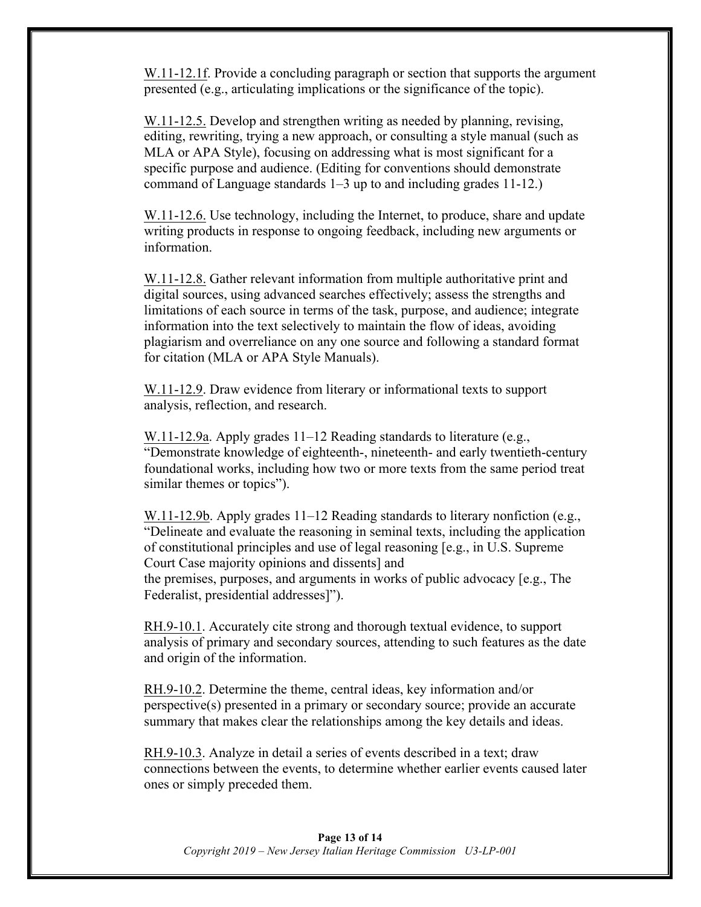W.11-12.1f. Provide a concluding paragraph or section that supports the argument presented (e.g., articulating implications or the significance of the topic).

W.11-12.5. Develop and strengthen writing as needed by planning, revising, editing, rewriting, trying a new approach, or consulting a style manual (such as MLA or APA Style), focusing on addressing what is most significant for a specific purpose and audience. (Editing for conventions should demonstrate command of Language standards 1–3 up to and including grades 11-12.)

W.11-12.6. Use technology, including the Internet, to produce, share and update writing products in response to ongoing feedback, including new arguments or information.

W.11-12.8. Gather relevant information from multiple authoritative print and digital sources, using advanced searches effectively; assess the strengths and limitations of each source in terms of the task, purpose, and audience; integrate information into the text selectively to maintain the flow of ideas, avoiding plagiarism and overreliance on any one source and following a standard format for citation (MLA or APA Style Manuals).

W.11-12.9. Draw evidence from literary or informational texts to support analysis, reflection, and research.

W.11-12.9a. Apply grades 11–12 Reading standards to literature (e.g., "Demonstrate knowledge of eighteenth-, nineteenth- and early twentieth-century foundational works, including how two or more texts from the same period treat similar themes or topics").

W.11-12.9b. Apply grades 11–12 Reading standards to literary nonfiction (e.g., "Delineate and evaluate the reasoning in seminal texts, including the application of constitutional principles and use of legal reasoning [e.g., in U.S. Supreme Court Case majority opinions and dissents] and the premises, purposes, and arguments in works of public advocacy [e.g., The Federalist, presidential addresses]").

RH.9-10.1. Accurately cite strong and thorough textual evidence, to support analysis of primary and secondary sources, attending to such features as the date and origin of the information.

RH.9-10.2. Determine the theme, central ideas, key information and/or perspective(s) presented in a primary or secondary source; provide an accurate summary that makes clear the relationships among the key details and ideas.

RH.9-10.3. Analyze in detail a series of events described in a text; draw connections between the events, to determine whether earlier events caused later ones or simply preceded them.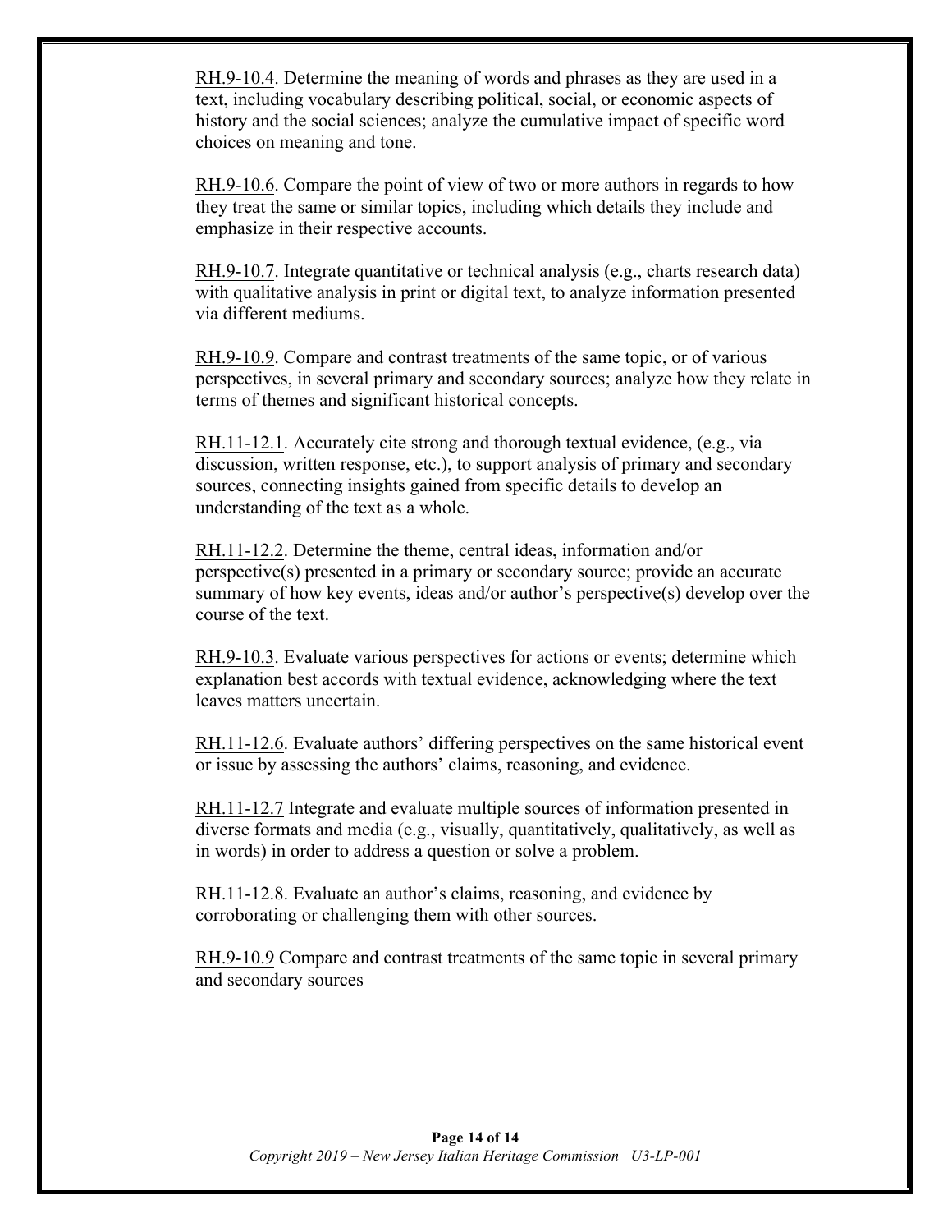RH.9-10.4. Determine the meaning of words and phrases as they are used in a text, including vocabulary describing political, social, or economic aspects of history and the social sciences; analyze the cumulative impact of specific word choices on meaning and tone.

RH.9-10.6. Compare the point of view of two or more authors in regards to how they treat the same or similar topics, including which details they include and emphasize in their respective accounts.

RH.9-10.7. Integrate quantitative or technical analysis (e.g., charts research data) with qualitative analysis in print or digital text, to analyze information presented via different mediums.

RH.9-10.9. Compare and contrast treatments of the same topic, or of various perspectives, in several primary and secondary sources; analyze how they relate in terms of themes and significant historical concepts.

RH.11-12.1. Accurately cite strong and thorough textual evidence, (e.g., via discussion, written response, etc.), to support analysis of primary and secondary sources, connecting insights gained from specific details to develop an understanding of the text as a whole.

RH.11-12.2. Determine the theme, central ideas, information and/or perspective(s) presented in a primary or secondary source; provide an accurate summary of how key events, ideas and/or author's perspective(s) develop over the course of the text.

RH.9-10.3. Evaluate various perspectives for actions or events; determine which explanation best accords with textual evidence, acknowledging where the text leaves matters uncertain.

RH.11-12.6. Evaluate authors' differing perspectives on the same historical event or issue by assessing the authors' claims, reasoning, and evidence.

RH.11-12.7 Integrate and evaluate multiple sources of information presented in diverse formats and media (e.g., visually, quantitatively, qualitatively, as well as in words) in order to address a question or solve a problem.

RH.11-12.8. Evaluate an author's claims, reasoning, and evidence by corroborating or challenging them with other sources.

RH.9-10.9 Compare and contrast treatments of the same topic in several primary and secondary sources

*Copyright 2019 – New Jersey Italian Heritage Commission U3-LP-001*